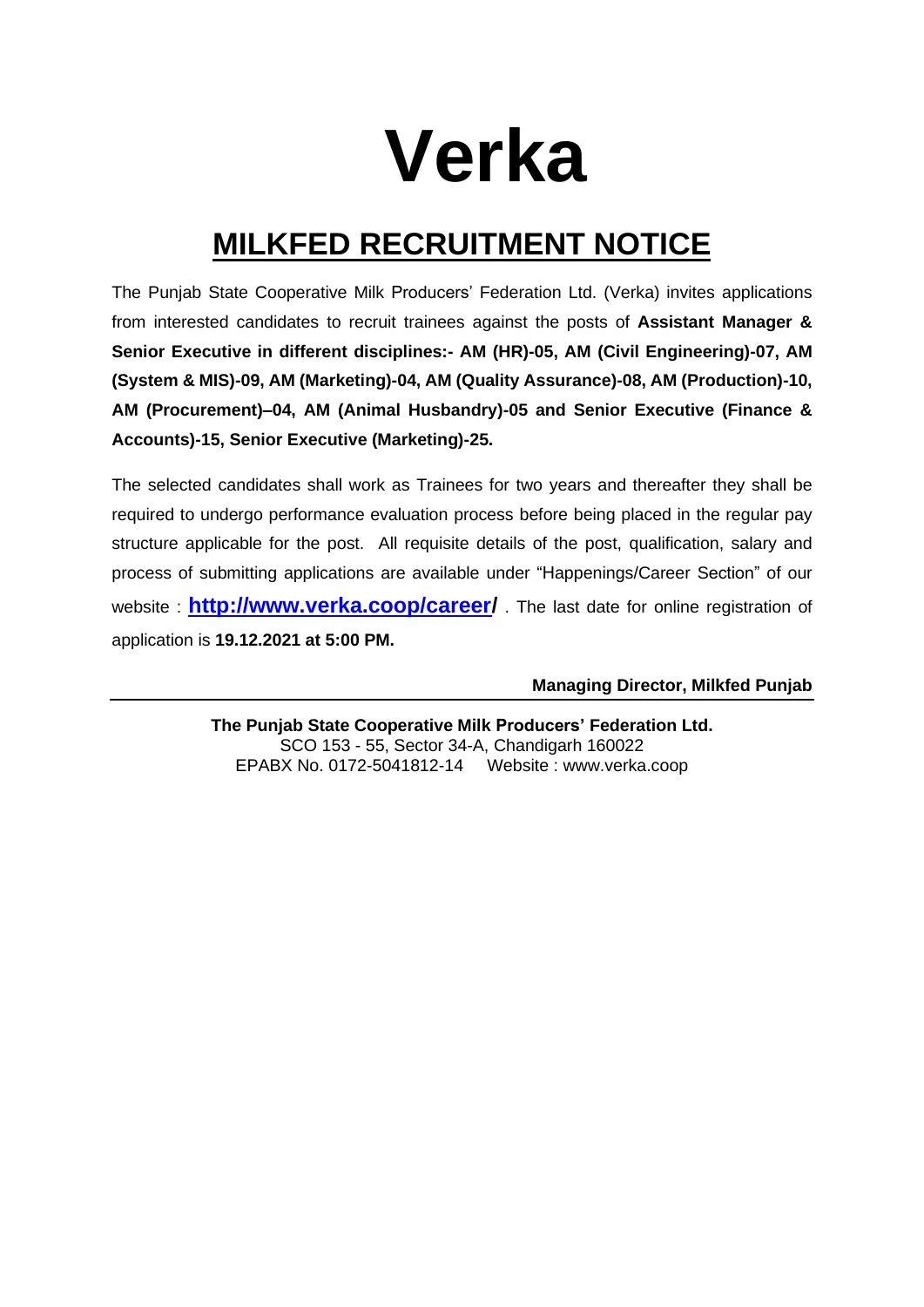# Verka

## MILKFED RECRUITMENT NOTICE

The Punjab State Cooperative Milk Producers' Federation Ltd. (Verka) invites applications from interested candidates to recruit trainees against the posts of **Assistant Manager & Senior Executive in different disciplines:- AM (HR)-05, AM (Civil Engineering)-07, AM (System & MIS)-09, AM (Marketing)-04, AM (Quality Assurance)-08, AM (Production)-10, AM (Procurement)–04, AM (Animal Husbandry)-05 and Senior Executive (Finance & Accounts)-15, Senior Executive (Marketing)-25.**

The selected candidates shall work as Trainees for two years and thereafter they shall be required to undergo performance evaluation process before being placed in the regular pay structure applicable for the post. All requisite details of the post, qualification, salary and process of submitting applications are available under "Happenings/Career Section" of our website : **http://www.verka.coop/career/** . The last date for online registration of application is **19.12.2021 at 5:00 PM.**

**Managing Director, Milkfed Punjab**

---

**The Punjab State Cooperative Milk Producers' Federation Ltd.**
SCO 153 - 55, Sector 34-A, Chandigarh 160022
EPABX No. 0172-5041812-14 Website : www.verka.coop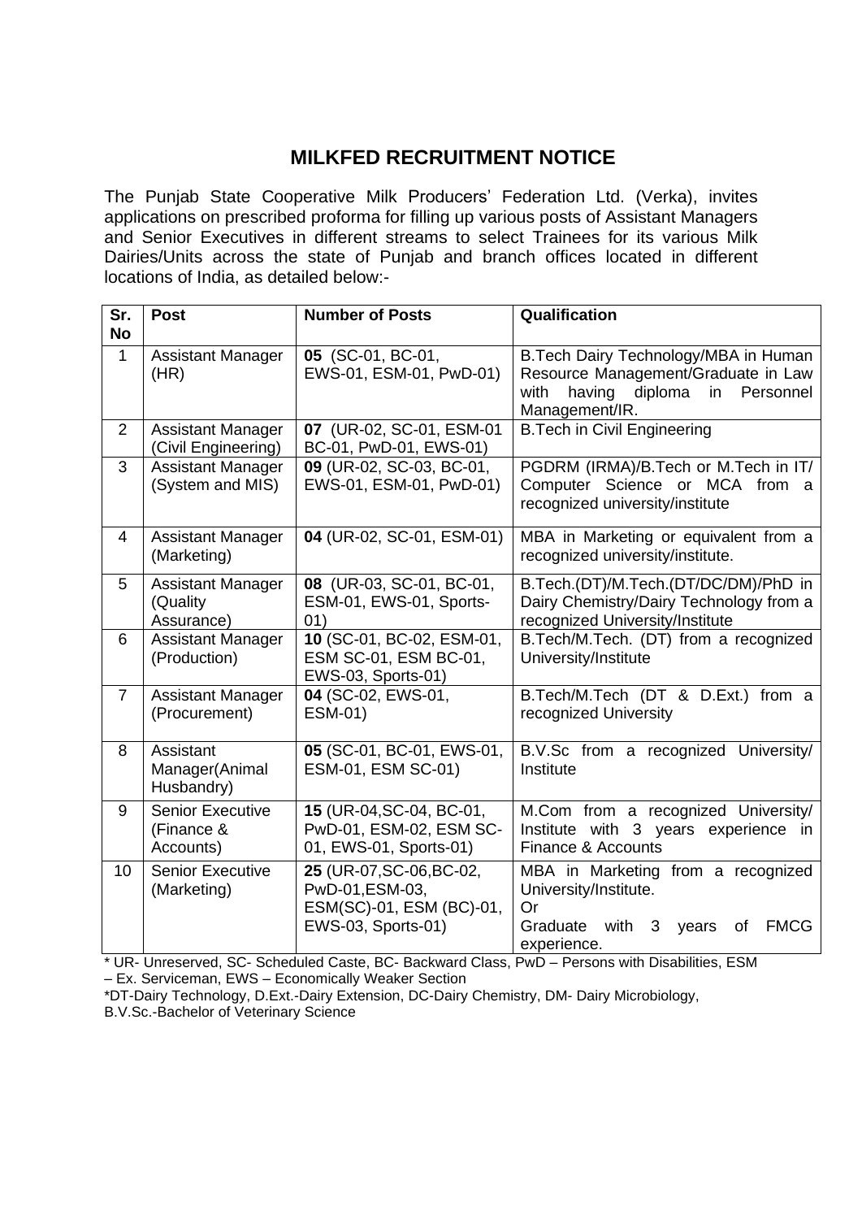# MILKFED RECRUITMENT NOTICE

The Punjab State Cooperative Milk Producers' Federation Ltd. (Verka), invites applications on prescribed proforma for filling up various posts of Assistant Managers and Senior Executives in different streams to select Trainees for its various Milk Dairies/Units across the state of Punjab and branch offices located in different locations of India, as detailed below:-

| Sr. No | Post | Number of Posts | Qualification |
|---|---|---|---|
| 1 | Assistant Manager (HR) | **05** (SC-01, BC-01, EWS-01, ESM-01, PwD-01) | B.Tech Dairy Technology/MBA in Human Resource Management/Graduate in Law with having diploma in Personnel Management/IR. |
| 2 | Assistant Manager (Civil Engineering) | **07** (UR-02, SC-01, ESM-01 BC-01, PwD-01, EWS-01) | B.Tech in Civil Engineering |
| 3 | Assistant Manager (System and MIS) | **09** (UR-02, SC-03, BC-01, EWS-01, ESM-01, PwD-01) | PGDRM (IRMA)/B.Tech or M.Tech in IT/ Computer Science or MCA from a recognized university/institute |
| 4 | Assistant Manager (Marketing) | **04** (UR-02, SC-01, ESM-01) | MBA in Marketing or equivalent from a recognized university/institute. |
| 5 | Assistant Manager (Quality Assurance) | **08** (UR-03, SC-01, BC-01, ESM-01, EWS-01, Sports-01) | B.Tech.(DT)/M.Tech.(DT/DC/DM)/PhD in Dairy Chemistry/Dairy Technology from a recognized University/Institute |
| 6 | Assistant Manager (Production) | **10** (SC-01, BC-02, ESM-01, ESM SC-01, ESM BC-01, EWS-03, Sports-01) | B.Tech/M.Tech. (DT) from a recognized University/Institute |
| 7 | Assistant Manager (Procurement) | **04** (SC-02, EWS-01, ESM-01) | B.Tech/M.Tech (DT & D.Ext.) from a recognized University |
| 8 | Assistant Manager(Animal Husbandry) | **05** (SC-01, BC-01, EWS-01, ESM-01, ESM SC-01) | B.V.Sc from a recognized University/ Institute |
| 9 | Senior Executive (Finance & Accounts) | **15** (UR-04,SC-04, BC-01, PwD-01, ESM-02, ESM SC-01, EWS-01, Sports-01) | M.Com from a recognized University/ Institute with 3 years experience in Finance & Accounts |
| 10 | Senior Executive (Marketing) | **25** (UR-07,SC-06,BC-02, PwD-01,ESM-03, ESM(SC)-01, ESM (BC)-01, EWS-03, Sports-01) | MBA in Marketing from a recognized University/Institute.<br>Or<br>Graduate with 3 years of FMCG experience. |

* UR- Unreserved, SC- Scheduled Caste, BC- Backward Class, PwD – Persons with Disabilities, ESM – Ex. Serviceman, EWS – Economically Weaker Section

*DT-Dairy Technology, D.Ext.-Dairy Extension, DC-Dairy Chemistry, DM- Dairy Microbiology, B.V.Sc.-Bachelor of Veterinary Science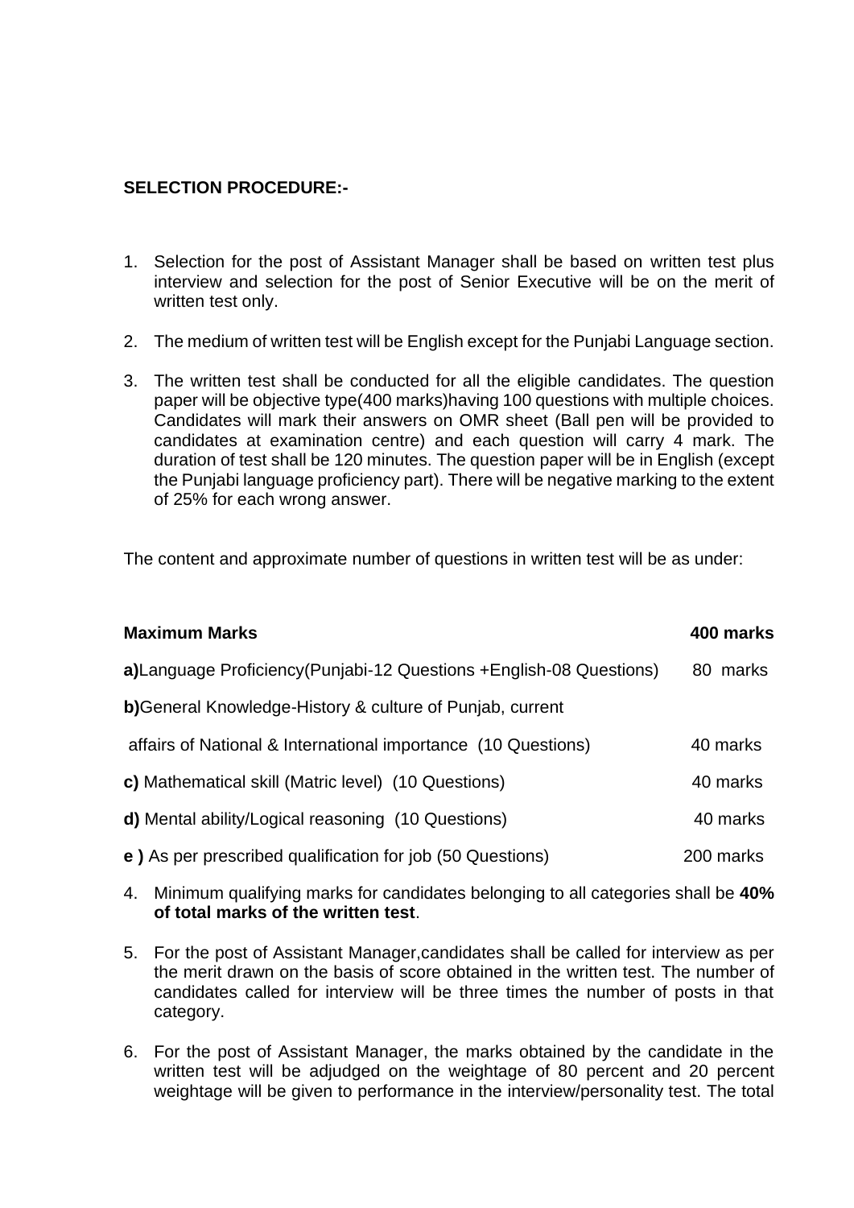**SELECTION PROCEDURE:-**

1. Selection for the post of Assistant Manager shall be based on written test plus interview and selection for the post of Senior Executive will be on the merit of written test only.

2. The medium of written test will be English except for the Punjabi Language section.

3. The written test shall be conducted for all the eligible candidates. The question paper will be objective type(400 marks)having 100 questions with multiple choices. Candidates will mark their answers on OMR sheet (Ball pen will be provided to candidates at examination centre) and each question will carry 4 mark. The duration of test shall be 120 minutes. The question paper will be in English (except the Punjabi language proficiency part). There will be negative marking to the extent of 25% for each wrong answer.

The content and approximate number of questions in written test will be as under:

| **Maximum Marks** | **400 marks** |
|---|---|
| **a)**Language Proficiency(Punjabi-12 Questions +English-08 Questions) | 80 marks |
| **b)**General Knowledge-History & culture of Punjab, current affairs of National & International importance (10 Questions) | 40 marks |
| **c)** Mathematical skill (Matric level) (10 Questions) | 40 marks |
| **d)** Mental ability/Logical reasoning (10 Questions) | 40 marks |
| **e )** As per prescribed qualification for job (50 Questions) | 200 marks |

4. Minimum qualifying marks for candidates belonging to all categories shall be **40% of total marks of the written test**.

5. For the post of Assistant Manager,candidates shall be called for interview as per the merit drawn on the basis of score obtained in the written test. The number of candidates called for interview will be three times the number of posts in that category.

6. For the post of Assistant Manager, the marks obtained by the candidate in the written test will be adjudged on the weightage of 80 percent and 20 percent weightage will be given to performance in the interview/personality test. The total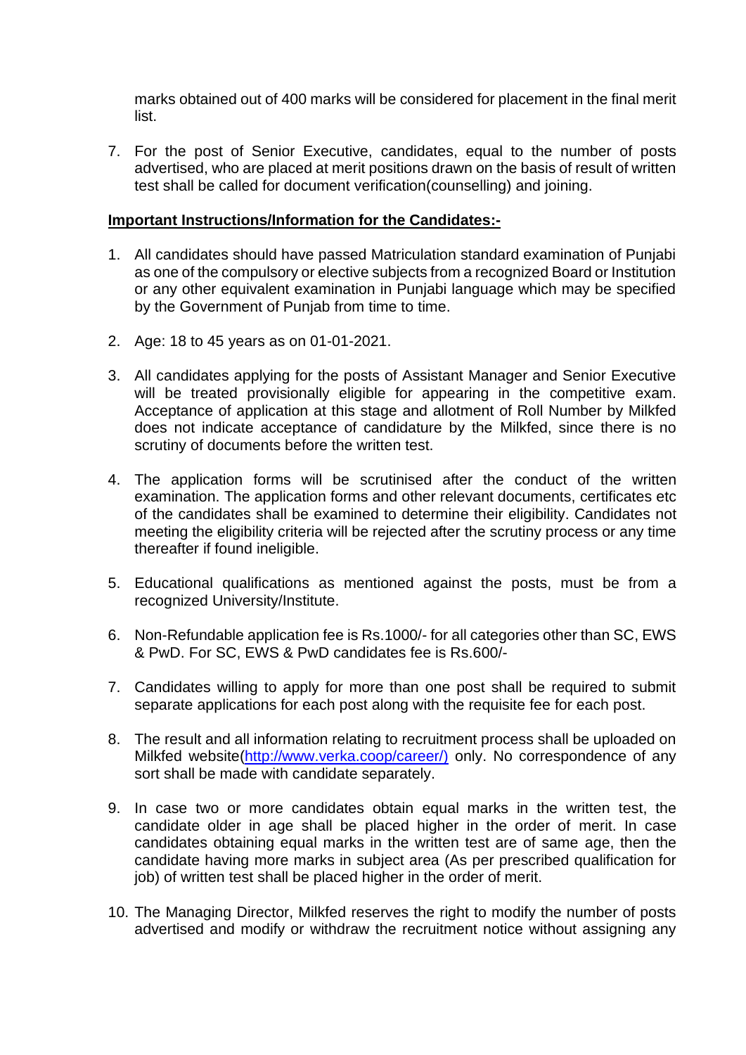marks obtained out of 400 marks will be considered for placement in the final merit list.

7. For the post of Senior Executive, candidates, equal to the number of posts advertised, who are placed at merit positions drawn on the basis of result of written test shall be called for document verification(counselling) and joining.

**Important Instructions/Information for the Candidates:-**

1. All candidates should have passed Matriculation standard examination of Punjabi as one of the compulsory or elective subjects from a recognized Board or Institution or any other equivalent examination in Punjabi language which may be specified by the Government of Punjab from time to time.

2. Age: 18 to 45 years as on 01-01-2021.

3. All candidates applying for the posts of Assistant Manager and Senior Executive will be treated provisionally eligible for appearing in the competitive exam. Acceptance of application at this stage and allotment of Roll Number by Milkfed does not indicate acceptance of candidature by the Milkfed, since there is no scrutiny of documents before the written test.

4. The application forms will be scrutinised after the conduct of the written examination. The application forms and other relevant documents, certificates etc of the candidates shall be examined to determine their eligibility. Candidates not meeting the eligibility criteria will be rejected after the scrutiny process or any time thereafter if found ineligible.

5. Educational qualifications as mentioned against the posts, must be from a recognized University/Institute.

6. Non-Refundable application fee is Rs.1000/- for all categories other than SC, EWS & PwD. For SC, EWS & PwD candidates fee is Rs.600/-

7. Candidates willing to apply for more than one post shall be required to submit separate applications for each post along with the requisite fee for each post.

8. The result and all information relating to recruitment process shall be uploaded on Milkfed website(http://www.verka.coop/career/) only. No correspondence of any sort shall be made with candidate separately.

9. In case two or more candidates obtain equal marks in the written test, the candidate older in age shall be placed higher in the order of merit. In case candidates obtaining equal marks in the written test are of same age, then the candidate having more marks in subject area (As per prescribed qualification for job) of written test shall be placed higher in the order of merit.

10. The Managing Director, Milkfed reserves the right to modify the number of posts advertised and modify or withdraw the recruitment notice without assigning any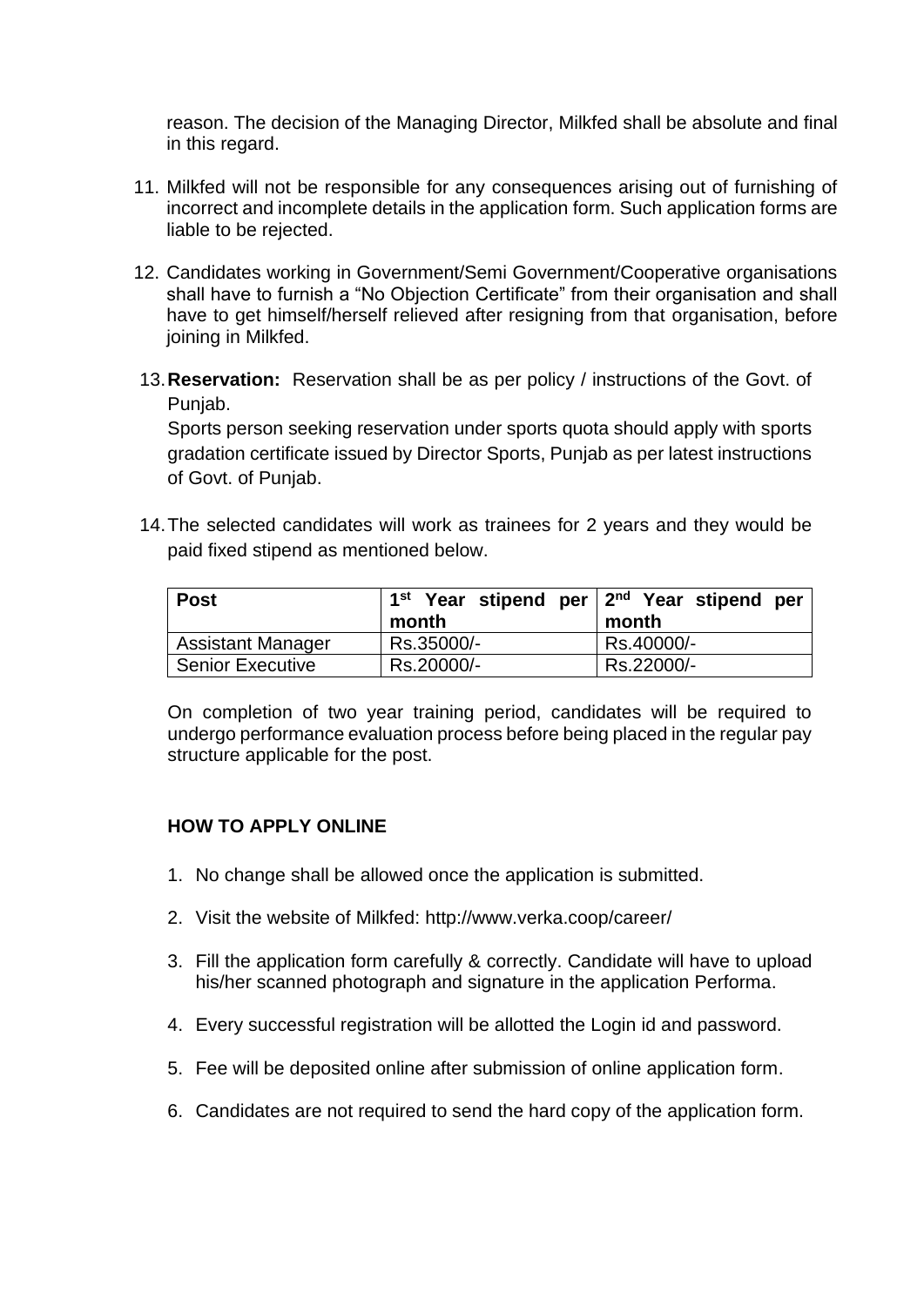reason. The decision of the Managing Director, Milkfed shall be absolute and final in this regard.

11. Milkfed will not be responsible for any consequences arising out of furnishing of incorrect and incomplete details in the application form. Such application forms are liable to be rejected.

12. Candidates working in Government/Semi Government/Cooperative organisations shall have to furnish a "No Objection Certificate" from their organisation and shall have to get himself/herself relieved after resigning from that organisation, before joining in Milkfed.

13. **Reservation:** Reservation shall be as per policy / instructions of the Govt. of Punjab.

    Sports person seeking reservation under sports quota should apply with sports gradation certificate issued by Director Sports, Punjab as per latest instructions of Govt. of Punjab.

14. The selected candidates will work as trainees for 2 years and they would be paid fixed stipend as mentioned below.

| Post | 1st Year stipend per month | 2nd Year stipend per month |
|---|---|---|
| Assistant Manager | Rs.35000/- | Rs.40000/- |
| Senior Executive | Rs.20000/- | Rs.22000/- |

On completion of two year training period, candidates will be required to undergo performance evaluation process before being placed in the regular pay structure applicable for the post.

**HOW TO APPLY ONLINE**

1. No change shall be allowed once the application is submitted.
2. Visit the website of Milkfed: http://www.verka.coop/career/
3. Fill the application form carefully & correctly. Candidate will have to upload his/her scanned photograph and signature in the application Performa.
4. Every successful registration will be allotted the Login id and password.
5. Fee will be deposited online after submission of online application form.
6. Candidates are not required to send the hard copy of the application form.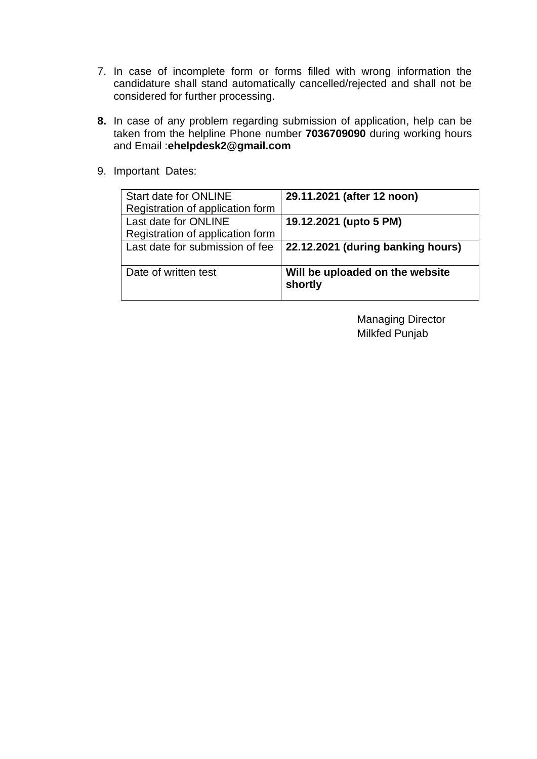7. In case of incomplete form or forms filled with wrong information the candidature shall stand automatically cancelled/rejected and shall not be considered for further processing.

**8.** In case of any problem regarding submission of application, help can be taken from the helpline Phone number **7036709090** during working hours and Email :**ehelpdesk2@gmail.com**

9. Important Dates:

| | |
|---|---|
| Start date for ONLINE Registration of application form | **29.11.2021 (after 12 noon)** |
| Last date for ONLINE Registration of application form | **19.12.2021 (upto 5 PM)** |
| Last date for submission of fee | **22.12.2021 (during banking hours)** |
| Date of written test | **Will be uploaded on the website shortly** |

Managing Director
Milkfed Punjab